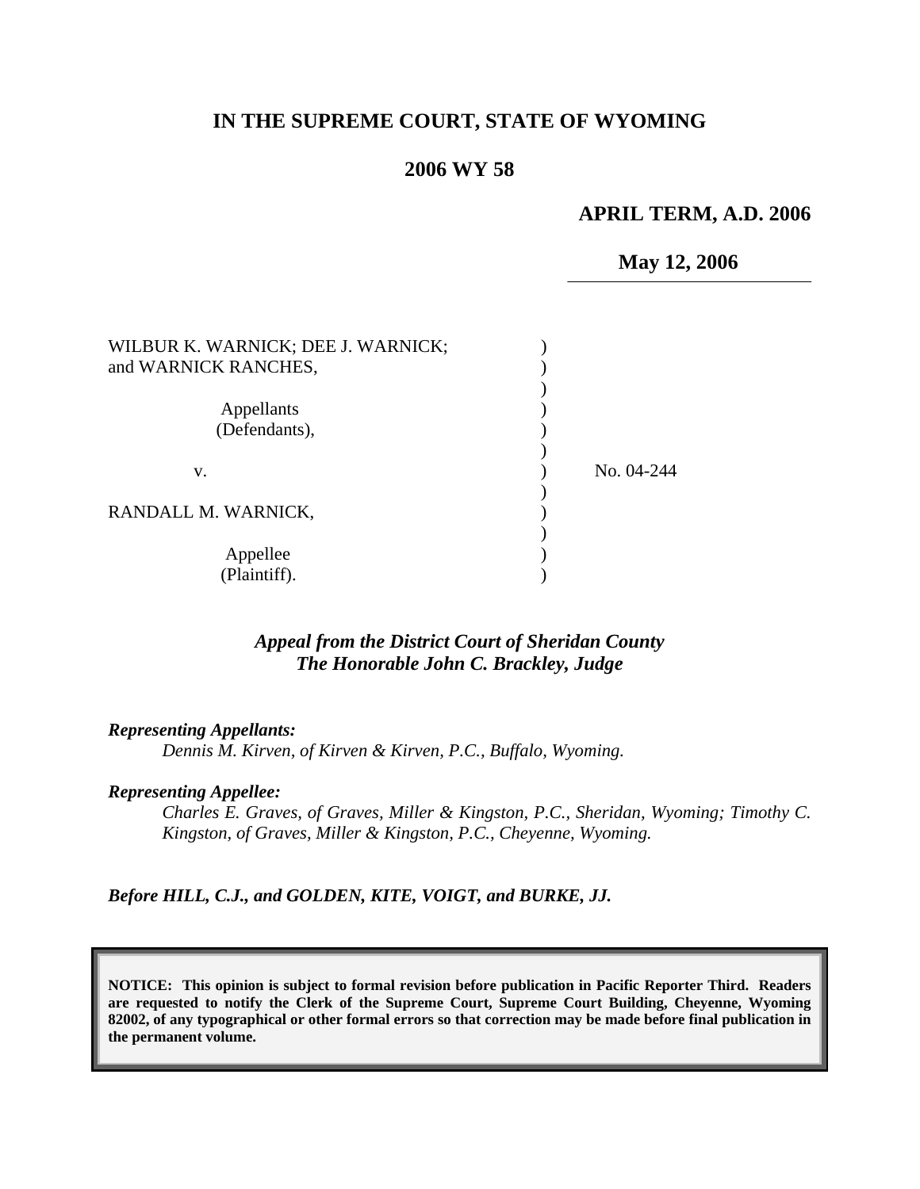# IN THE SUPREME COURT, STATE OF WYOMING

## 2006 WY 58

**APRIL TERM, A.D. 2006**

**May 12, 2006**

WILBUR K. WARNICK; DEE J. WARNICK; and WARNICK RANCHES,

Appellants (Defendants),

v.

RANDALL M. WARNICK,

Appellee (Plaintiff).

No. 04-244

*Appeal from the District Court of Sheridan County*
*The Honorable John C. Brackley, Judge*

***Representing Appellants:***

*Dennis M. Kirven, of Kirven & Kirven, P.C., Buffalo, Wyoming.*

***Representing Appellee:***

*Charles E. Graves, of Graves, Miller & Kingston, P.C., Sheridan, Wyoming; Timothy C. Kingston, of Graves, Miller & Kingston, P.C., Cheyenne, Wyoming.*

***Before HILL, C.J., and GOLDEN, KITE, VOIGT, and BURKE, JJ.***

**NOTICE: This opinion is subject to formal revision before publication in Pacific Reporter Third. Readers are requested to notify the Clerk of the Supreme Court, Supreme Court Building, Cheyenne, Wyoming 82002, of any typographical or other formal errors so that correction may be made before final publication in the permanent volume.**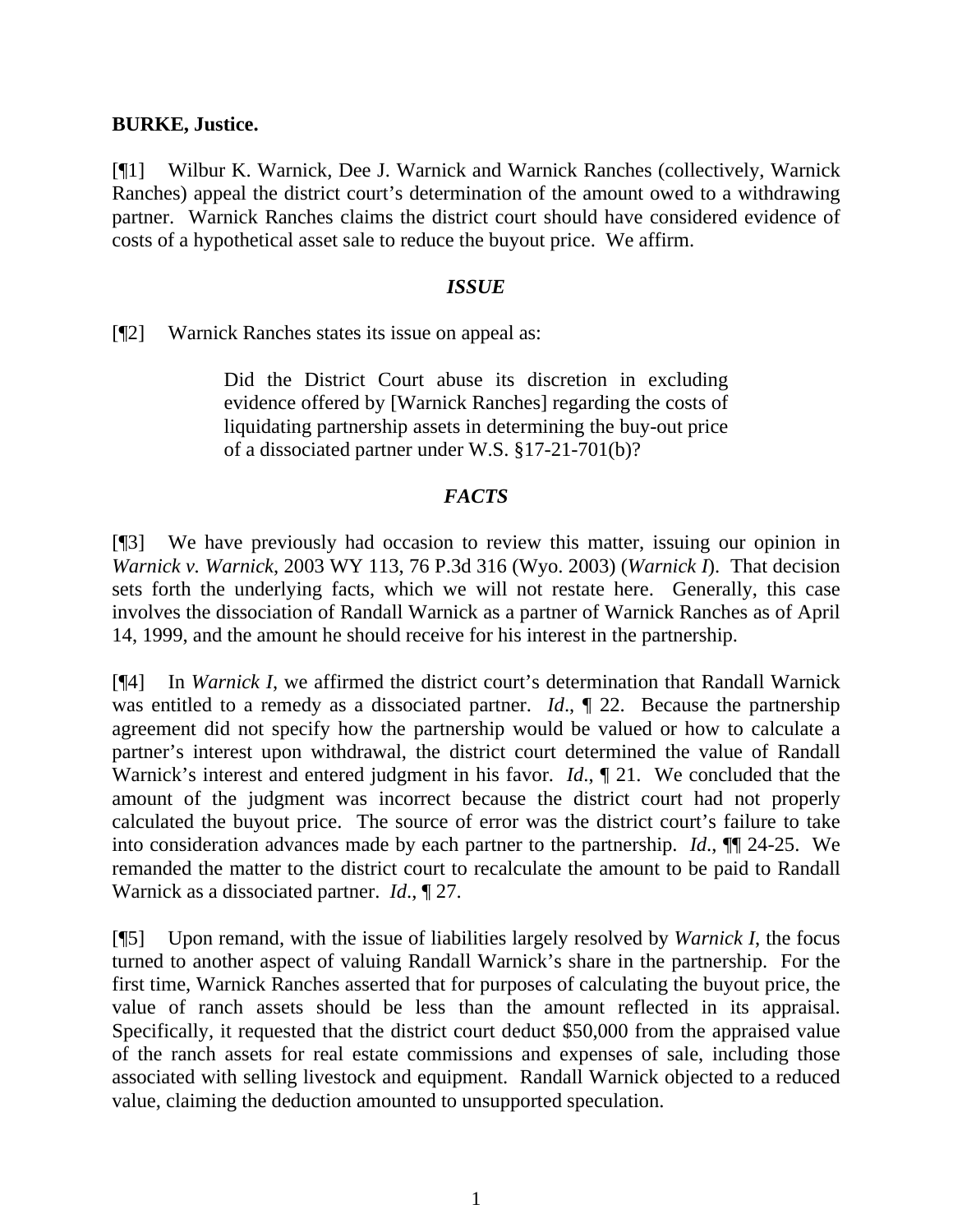**BURKE, Justice.**

[¶1] Wilbur K. Warnick, Dee J. Warnick and Warnick Ranches (collectively, Warnick Ranches) appeal the district court's determination of the amount owed to a withdrawing partner. Warnick Ranches claims the district court should have considered evidence of costs of a hypothetical asset sale to reduce the buyout price. We affirm.

## *ISSUE*

[¶2] Warnick Ranches states its issue on appeal as:

> Did the District Court abuse its discretion in excluding evidence offered by [Warnick Ranches] regarding the costs of liquidating partnership assets in determining the buy-out price of a dissociated partner under W.S. §17-21-701(b)?

## *FACTS*

[¶3] We have previously had occasion to review this matter, issuing our opinion in *Warnick v. Warnick*, 2003 WY 113, 76 P.3d 316 (Wyo. 2003) (*Warnick I*). That decision sets forth the underlying facts, which we will not restate here. Generally, this case involves the dissociation of Randall Warnick as a partner of Warnick Ranches as of April 14, 1999, and the amount he should receive for his interest in the partnership.

[¶4] In *Warnick I*, we affirmed the district court's determination that Randall Warnick was entitled to a remedy as a dissociated partner. *Id*., ¶ 22. Because the partnership agreement did not specify how the partnership would be valued or how to calculate a partner's interest upon withdrawal, the district court determined the value of Randall Warnick's interest and entered judgment in his favor. *Id*., ¶ 21. We concluded that the amount of the judgment was incorrect because the district court had not properly calculated the buyout price. The source of error was the district court's failure to take into consideration advances made by each partner to the partnership. *Id*., ¶¶ 24-25. We remanded the matter to the district court to recalculate the amount to be paid to Randall Warnick as a dissociated partner. *Id*., ¶ 27.

[¶5] Upon remand, with the issue of liabilities largely resolved by *Warnick I*, the focus turned to another aspect of valuing Randall Warnick's share in the partnership. For the first time, Warnick Ranches asserted that for purposes of calculating the buyout price, the value of ranch assets should be less than the amount reflected in its appraisal. Specifically, it requested that the district court deduct $50,000 from the appraised value of the ranch assets for real estate commissions and expenses of sale, including those associated with selling livestock and equipment. Randall Warnick objected to a reduced value, claiming the deduction amounted to unsupported speculation.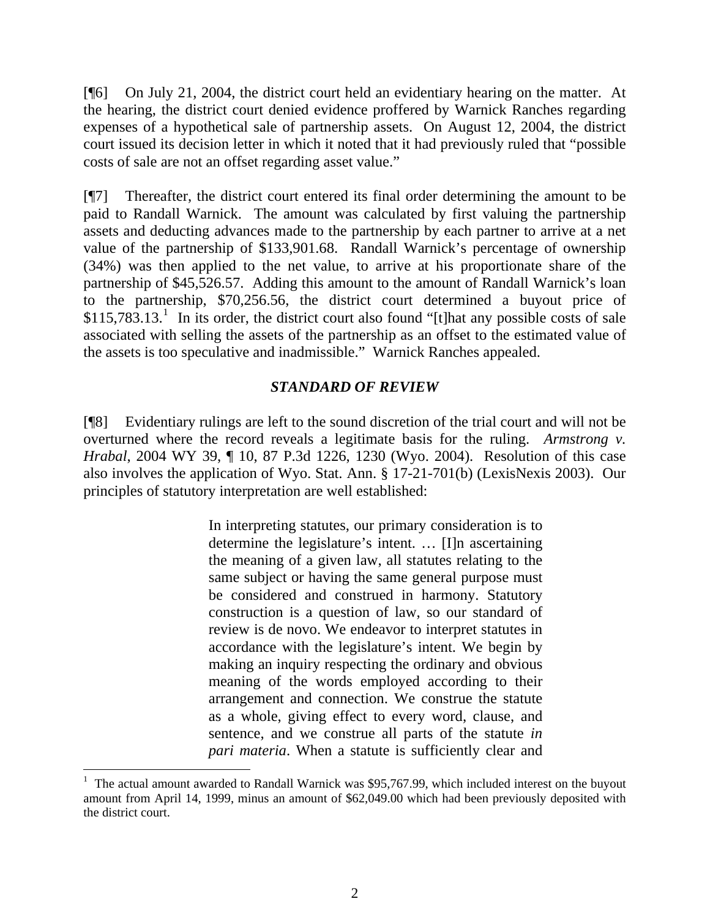[¶6] On July 21, 2004, the district court held an evidentiary hearing on the matter. At the hearing, the district court denied evidence proffered by Warnick Ranches regarding expenses of a hypothetical sale of partnership assets. On August 12, 2004, the district court issued its decision letter in which it noted that it had previously ruled that "possible costs of sale are not an offset regarding asset value."

[¶7] Thereafter, the district court entered its final order determining the amount to be paid to Randall Warnick. The amount was calculated by first valuing the partnership assets and deducting advances made to the partnership by each partner to arrive at a net value of the partnership of $133,901.68. Randall Warnick's percentage of ownership (34%) was then applied to the net value, to arrive at his proportionate share of the partnership of $45,526.57. Adding this amount to the amount of Randall Warnick's loan to the partnership, $70,256.56, the district court determined a buyout price of $115,783.13.[1] In its order, the district court also found "[t]hat any possible costs of sale associated with selling the assets of the partnership as an offset to the estimated value of the assets is too speculative and inadmissible." Warnick Ranches appealed.

### *STANDARD OF REVIEW*

[¶8] Evidentiary rulings are left to the sound discretion of the trial court and will not be overturned where the record reveals a legitimate basis for the ruling. *Armstrong v. Hrabal*, 2004 WY 39, ¶ 10, 87 P.3d 1226, 1230 (Wyo. 2004). Resolution of this case also involves the application of Wyo. Stat. Ann. § 17-21-701(b) (LexisNexis 2003). Our principles of statutory interpretation are well established:

> In interpreting statutes, our primary consideration is to determine the legislature's intent. … [I]n ascertaining the meaning of a given law, all statutes relating to the same subject or having the same general purpose must be considered and construed in harmony. Statutory construction is a question of law, so our standard of review is de novo. We endeavor to interpret statutes in accordance with the legislature's intent. We begin by making an inquiry respecting the ordinary and obvious meaning of the words employed according to their arrangement and connection. We construe the statute as a whole, giving effect to every word, clause, and sentence, and we construe all parts of the statute *in pari materia*. When a statute is sufficiently clear and

---

[1] The actual amount awarded to Randall Warnick was $95,767.99, which included interest on the buyout amount from April 14, 1999, minus an amount of $62,049.00 which had been previously deposited with the district court.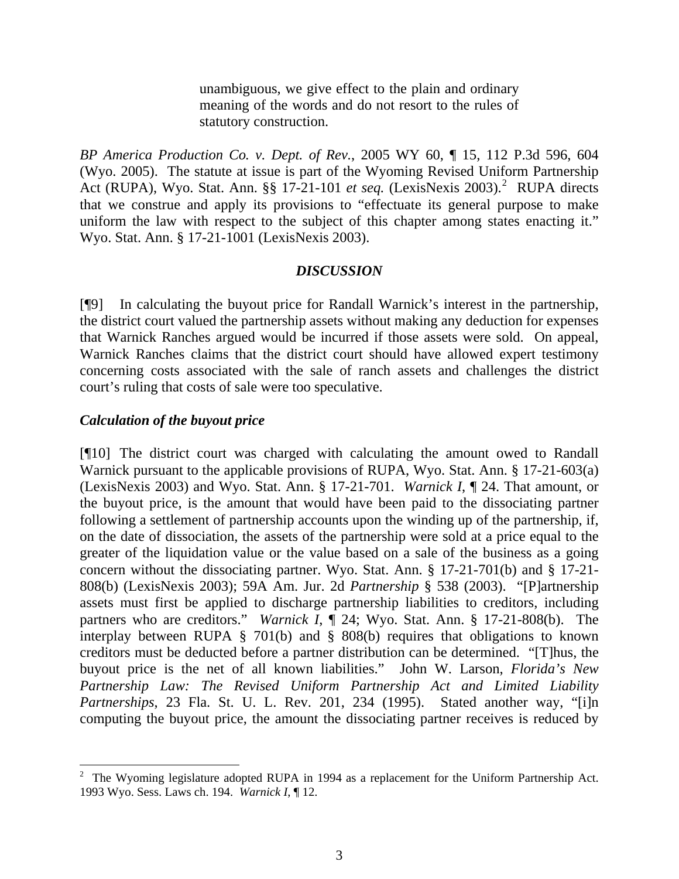> unambiguous, we give effect to the plain and ordinary meaning of the words and do not resort to the rules of statutory construction.

*BP America Production Co. v. Dept. of Rev.*, 2005 WY 60, ¶ 15, 112 P.3d 596, 604 (Wyo. 2005). The statute at issue is part of the Wyoming Revised Uniform Partnership Act (RUPA), Wyo. Stat. Ann. §§ 17-21-101 *et seq.* (LexisNexis 2003).[2] RUPA directs that we construe and apply its provisions to "effectuate its general purpose to make uniform the law with respect to the subject of this chapter among states enacting it." Wyo. Stat. Ann. § 17-21-1001 (LexisNexis 2003).

## *DISCUSSION*

[¶9] In calculating the buyout price for Randall Warnick's interest in the partnership, the district court valued the partnership assets without making any deduction for expenses that Warnick Ranches argued would be incurred if those assets were sold. On appeal, Warnick Ranches claims that the district court should have allowed expert testimony concerning costs associated with the sale of ranch assets and challenges the district court's ruling that costs of sale were too speculative.

### *Calculation of the buyout price*

[¶10] The district court was charged with calculating the amount owed to Randall Warnick pursuant to the applicable provisions of RUPA, Wyo. Stat. Ann. § 17-21-603(a) (LexisNexis 2003) and Wyo. Stat. Ann. § 17-21-701. *Warnick I*, ¶ 24. That amount, or the buyout price, is the amount that would have been paid to the dissociating partner following a settlement of partnership accounts upon the winding up of the partnership, if, on the date of dissociation, the assets of the partnership were sold at a price equal to the greater of the liquidation value or the value based on a sale of the business as a going concern without the dissociating partner. Wyo. Stat. Ann. § 17-21-701(b) and § 17-21-808(b) (LexisNexis 2003); 59A Am. Jur. 2d *Partnership* § 538 (2003). "[P]artnership assets must first be applied to discharge partnership liabilities to creditors, including partners who are creditors." *Warnick I*, ¶ 24; Wyo. Stat. Ann. § 17-21-808(b). The interplay between RUPA § 701(b) and § 808(b) requires that obligations to known creditors must be deducted before a partner distribution can be determined. "[T]hus, the buyout price is the net of all known liabilities." John W. Larson, *Florida's New Partnership Law: The Revised Uniform Partnership Act and Limited Liability Partnerships*, 23 Fla. St. U. L. Rev. 201, 234 (1995). Stated another way, "[i]n computing the buyout price, the amount the dissociating partner receives is reduced by

---

[2] The Wyoming legislature adopted RUPA in 1994 as a replacement for the Uniform Partnership Act. 1993 Wyo. Sess. Laws ch. 194. *Warnick I*, ¶ 12.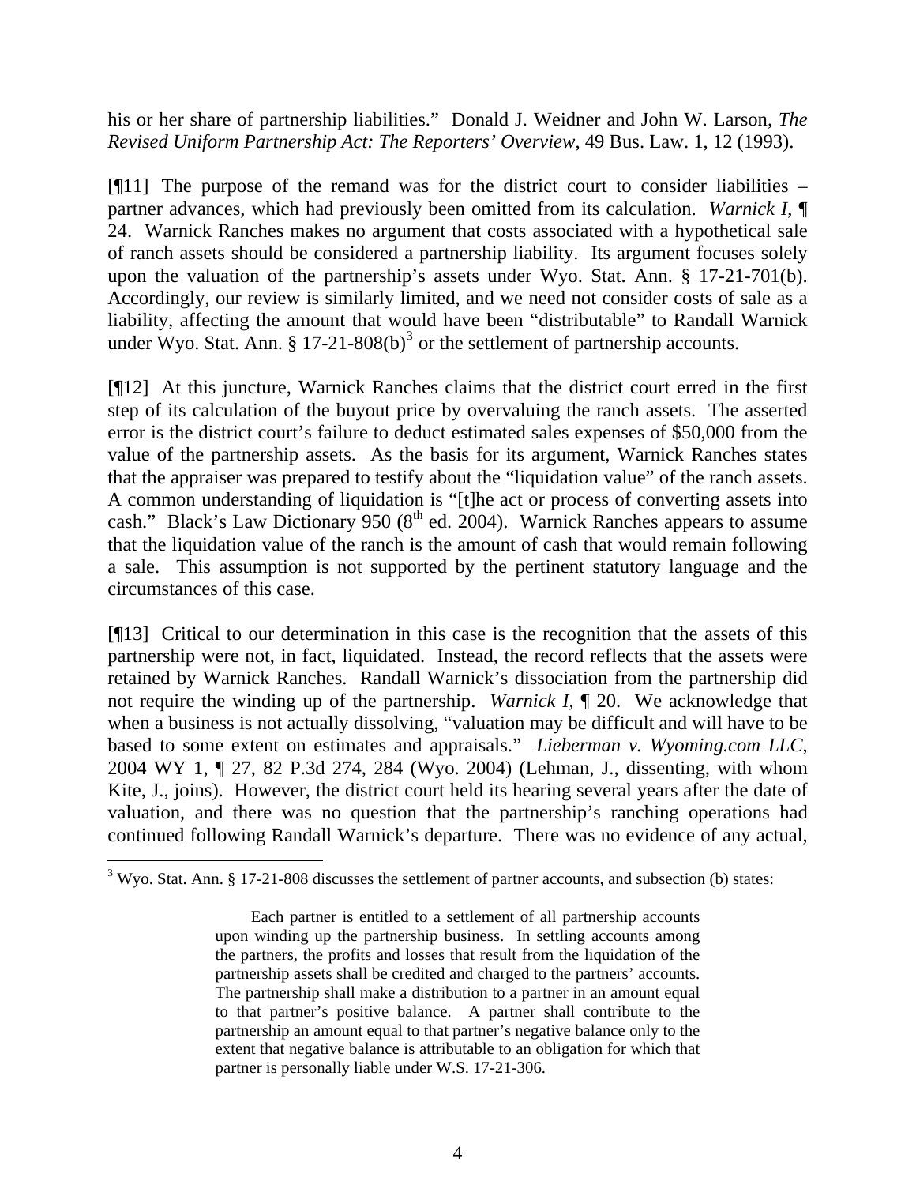his or her share of partnership liabilities." Donald J. Weidner and John W. Larson, *The Revised Uniform Partnership Act: The Reporters' Overview*, 49 Bus. Law. 1, 12 (1993).

[¶11] The purpose of the remand was for the district court to consider liabilities – partner advances, which had previously been omitted from its calculation. *Warnick I*, ¶ 24. Warnick Ranches makes no argument that costs associated with a hypothetical sale of ranch assets should be considered a partnership liability. Its argument focuses solely upon the valuation of the partnership's assets under Wyo. Stat. Ann. § 17-21-701(b). Accordingly, our review is similarly limited, and we need not consider costs of sale as a liability, affecting the amount that would have been "distributable" to Randall Warnick under Wyo. Stat. Ann. § 17-21-808(b)[3] or the settlement of partnership accounts.

[¶12] At this juncture, Warnick Ranches claims that the district court erred in the first step of its calculation of the buyout price by overvaluing the ranch assets. The asserted error is the district court's failure to deduct estimated sales expenses of $50,000 from the value of the partnership assets. As the basis for its argument, Warnick Ranches states that the appraiser was prepared to testify about the "liquidation value" of the ranch assets. A common understanding of liquidation is "[t]he act or process of converting assets into cash." Black's Law Dictionary 950 (8th ed. 2004). Warnick Ranches appears to assume that the liquidation value of the ranch is the amount of cash that would remain following a sale. This assumption is not supported by the pertinent statutory language and the circumstances of this case.

[¶13] Critical to our determination in this case is the recognition that the assets of this partnership were not, in fact, liquidated. Instead, the record reflects that the assets were retained by Warnick Ranches. Randall Warnick's dissociation from the partnership did not require the winding up of the partnership. *Warnick I*, ¶ 20. We acknowledge that when a business is not actually dissolving, "valuation may be difficult and will have to be based to some extent on estimates and appraisals." *Lieberman v. Wyoming.com LLC*, 2004 WY 1, ¶ 27, 82 P.3d 274, 284 (Wyo. 2004) (Lehman, J., dissenting, with whom Kite, J., joins). However, the district court held its hearing several years after the date of valuation, and there was no question that the partnership's ranching operations had continued following Randall Warnick's departure. There was no evidence of any actual,

---

[3] Wyo. Stat. Ann. § 17-21-808 discusses the settlement of partner accounts, and subsection (b) states:

> Each partner is entitled to a settlement of all partnership accounts upon winding up the partnership business. In settling accounts among the partners, the profits and losses that result from the liquidation of the partnership assets shall be credited and charged to the partners' accounts. The partnership shall make a distribution to a partner in an amount equal to that partner's positive balance. A partner shall contribute to the partnership an amount equal to that partner's negative balance only to the extent that negative balance is attributable to an obligation for which that partner is personally liable under W.S. 17-21-306.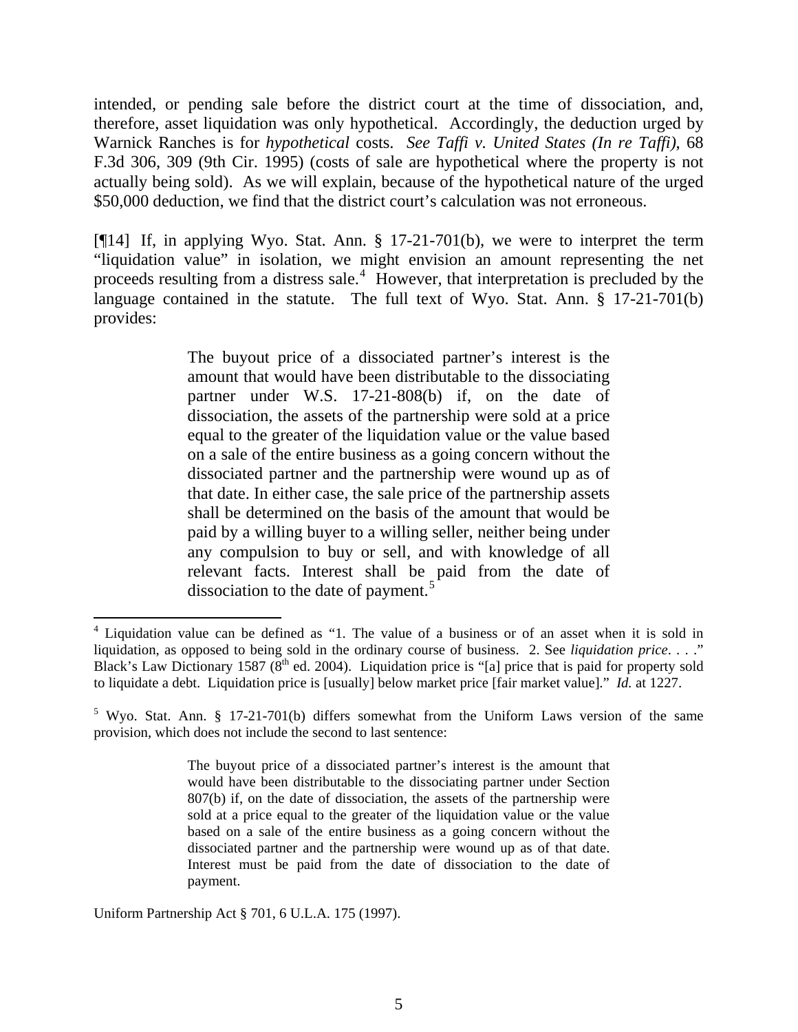intended, or pending sale before the district court at the time of dissociation, and, therefore, asset liquidation was only hypothetical. Accordingly, the deduction urged by Warnick Ranches is for *hypothetical* costs. *See Taffi v. United States (In re Taffi)*, 68 F.3d 306, 309 (9th Cir. 1995) (costs of sale are hypothetical where the property is not actually being sold). As we will explain, because of the hypothetical nature of the urged $50,000 deduction, we find that the district court's calculation was not erroneous.

[¶14] If, in applying Wyo. Stat. Ann. § 17-21-701(b), we were to interpret the term "liquidation value" in isolation, we might envision an amount representing the net proceeds resulting from a distress sale.[4] However, that interpretation is precluded by the language contained in the statute. The full text of Wyo. Stat. Ann. § 17-21-701(b) provides:

> The buyout price of a dissociated partner's interest is the amount that would have been distributable to the dissociating partner under W.S. 17-21-808(b) if, on the date of dissociation, the assets of the partnership were sold at a price equal to the greater of the liquidation value or the value based on a sale of the entire business as a going concern without the dissociated partner and the partnership were wound up as of that date. In either case, the sale price of the partnership assets shall be determined on the basis of the amount that would be paid by a willing buyer to a willing seller, neither being under any compulsion to buy or sell, and with knowledge of all relevant facts. Interest shall be paid from the date of dissociation to the date of payment.[5]

---

[4] Liquidation value can be defined as "1. The value of a business or of an asset when it is sold in liquidation, as opposed to being sold in the ordinary course of business. 2. See *liquidation price*. . . ." Black's Law Dictionary 1587 (8th ed. 2004). Liquidation price is "[a] price that is paid for property sold to liquidate a debt. Liquidation price is [usually] below market price [fair market value]." *Id.* at 1227.

[5] Wyo. Stat. Ann. § 17-21-701(b) differs somewhat from the Uniform Laws version of the same provision, which does not include the second to last sentence:

> The buyout price of a dissociated partner's interest is the amount that would have been distributable to the dissociating partner under Section 807(b) if, on the date of dissociation, the assets of the partnership were sold at a price equal to the greater of the liquidation value or the value based on a sale of the entire business as a going concern without the dissociated partner and the partnership were wound up as of that date. Interest must be paid from the date of dissociation to the date of payment.

Uniform Partnership Act § 701, 6 U.L.A. 175 (1997).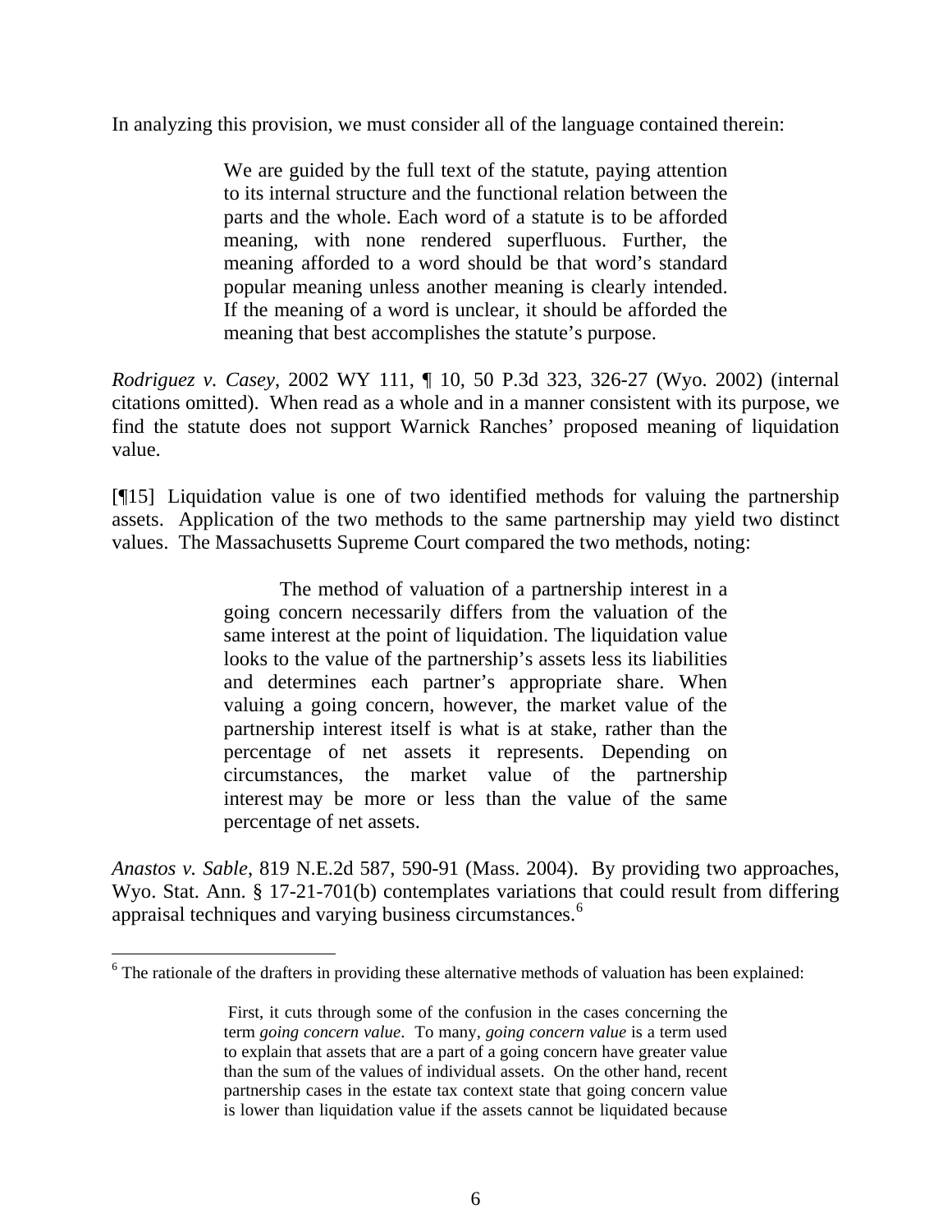In analyzing this provision, we must consider all of the language contained therein:

> We are guided by the full text of the statute, paying attention to its internal structure and the functional relation between the parts and the whole. Each word of a statute is to be afforded meaning, with none rendered superfluous. Further, the meaning afforded to a word should be that word's standard popular meaning unless another meaning is clearly intended. If the meaning of a word is unclear, it should be afforded the meaning that best accomplishes the statute's purpose.

*Rodriguez v. Casey*, 2002 WY 111, ¶ 10, 50 P.3d 323, 326-27 (Wyo. 2002) (internal citations omitted). When read as a whole and in a manner consistent with its purpose, we find the statute does not support Warnick Ranches' proposed meaning of liquidation value.

[¶15] Liquidation value is one of two identified methods for valuing the partnership assets. Application of the two methods to the same partnership may yield two distinct values. The Massachusetts Supreme Court compared the two methods, noting:

> The method of valuation of a partnership interest in a going concern necessarily differs from the valuation of the same interest at the point of liquidation. The liquidation value looks to the value of the partnership's assets less its liabilities and determines each partner's appropriate share. When valuing a going concern, however, the market value of the partnership interest itself is what is at stake, rather than the percentage of net assets it represents. Depending on circumstances, the market value of the partnership interest may be more or less than the value of the same percentage of net assets.

*Anastos v. Sable*, 819 N.E.2d 587, 590-91 (Mass. 2004). By providing two approaches, Wyo. Stat. Ann. § 17-21-701(b) contemplates variations that could result from differing appraisal techniques and varying business circumstances.[6]

---

[6] The rationale of the drafters in providing these alternative methods of valuation has been explained:

> First, it cuts through some of the confusion in the cases concerning the term *going concern value*. To many, *going concern value* is a term used to explain that assets that are a part of a going concern have greater value than the sum of the values of individual assets. On the other hand, recent partnership cases in the estate tax context state that going concern value is lower than liquidation value if the assets cannot be liquidated because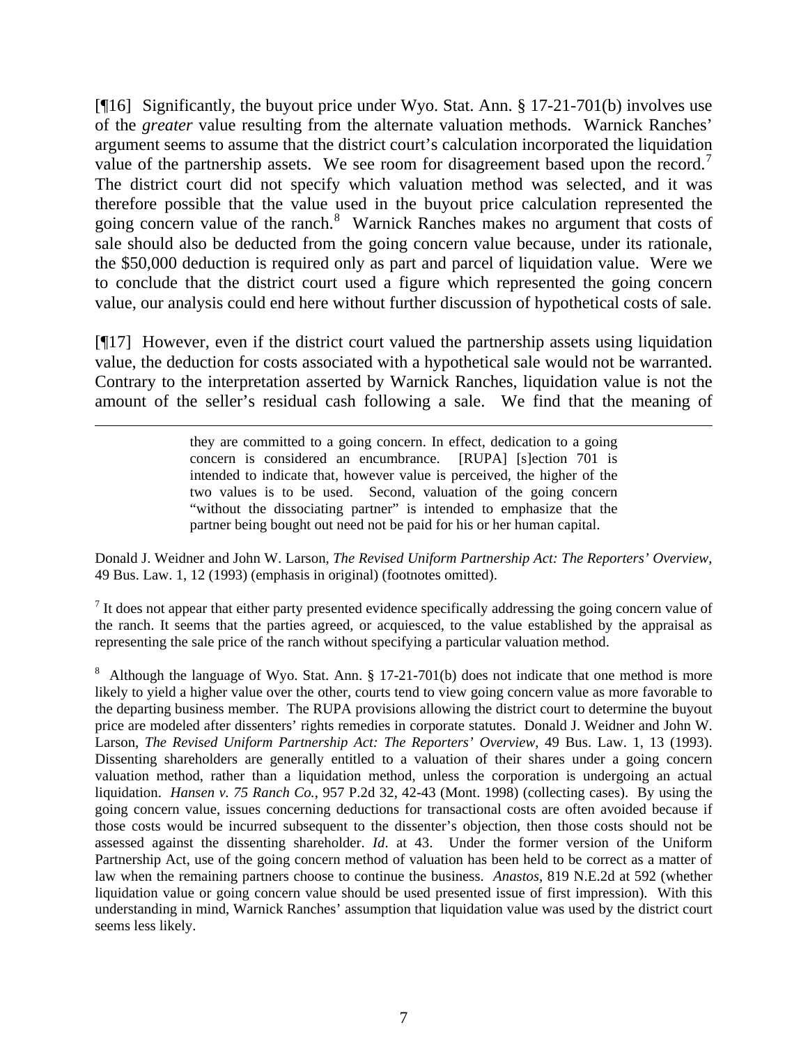[¶16] Significantly, the buyout price under Wyo. Stat. Ann. § 17-21-701(b) involves use of the *greater* value resulting from the alternate valuation methods. Warnick Ranches' argument seems to assume that the district court's calculation incorporated the liquidation value of the partnership assets. We see room for disagreement based upon the record.[7] The district court did not specify which valuation method was selected, and it was therefore possible that the value used in the buyout price calculation represented the going concern value of the ranch.[8] Warnick Ranches makes no argument that costs of sale should also be deducted from the going concern value because, under its rationale, the $50,000 deduction is required only as part and parcel of liquidation value. Were we to conclude that the district court used a figure which represented the going concern value, our analysis could end here without further discussion of hypothetical costs of sale.

[¶17] However, even if the district court valued the partnership assets using liquidation value, the deduction for costs associated with a hypothetical sale would not be warranted. Contrary to the interpretation asserted by Warnick Ranches, liquidation value is not the amount of the seller's residual cash following a sale. We find that the meaning of

---

> they are committed to a going concern. In effect, dedication to a going concern is considered an encumbrance. [RUPA] [s]ection 701 is intended to indicate that, however value is perceived, the higher of the two values is to be used. Second, valuation of the going concern "without the dissociating partner" is intended to emphasize that the partner being bought out need not be paid for his or her human capital.

Donald J. Weidner and John W. Larson, *The Revised Uniform Partnership Act: The Reporters' Overview*, 49 Bus. Law. 1, 12 (1993) (emphasis in original) (footnotes omitted).

[7] It does not appear that either party presented evidence specifically addressing the going concern value of the ranch. It seems that the parties agreed, or acquiesced, to the value established by the appraisal as representing the sale price of the ranch without specifying a particular valuation method.

[8] Although the language of Wyo. Stat. Ann. § 17-21-701(b) does not indicate that one method is more likely to yield a higher value over the other, courts tend to view going concern value as more favorable to the departing business member. The RUPA provisions allowing the district court to determine the buyout price are modeled after dissenters' rights remedies in corporate statutes. Donald J. Weidner and John W. Larson, *The Revised Uniform Partnership Act: The Reporters' Overview*, 49 Bus. Law. 1, 13 (1993). Dissenting shareholders are generally entitled to a valuation of their shares under a going concern valuation method, rather than a liquidation method, unless the corporation is undergoing an actual liquidation. *Hansen v. 75 Ranch Co.*, 957 P.2d 32, 42-43 (Mont. 1998) (collecting cases). By using the going concern value, issues concerning deductions for transactional costs are often avoided because if those costs would be incurred subsequent to the dissenter's objection, then those costs should not be assessed against the dissenting shareholder. *Id*. at 43. Under the former version of the Uniform Partnership Act, use of the going concern method of valuation has been held to be correct as a matter of law when the remaining partners choose to continue the business. *Anastos*, 819 N.E.2d at 592 (whether liquidation value or going concern value should be used presented issue of first impression). With this understanding in mind, Warnick Ranches' assumption that liquidation value was used by the district court seems less likely.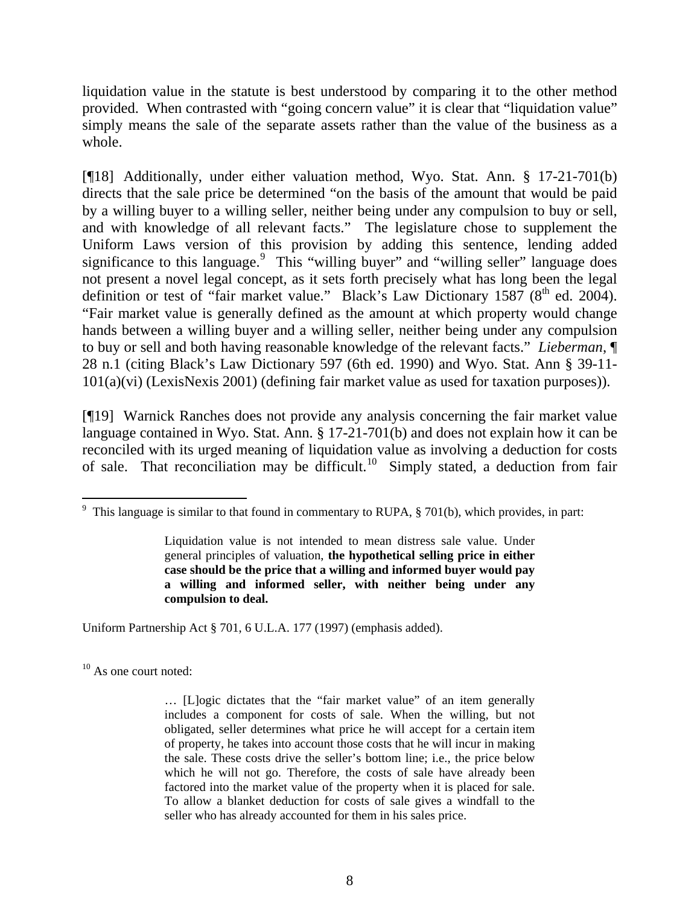liquidation value in the statute is best understood by comparing it to the other method provided. When contrasted with "going concern value" it is clear that "liquidation value" simply means the sale of the separate assets rather than the value of the business as a whole.

[¶18] Additionally, under either valuation method, Wyo. Stat. Ann. § 17-21-701(b) directs that the sale price be determined "on the basis of the amount that would be paid by a willing buyer to a willing seller, neither being under any compulsion to buy or sell, and with knowledge of all relevant facts." The legislature chose to supplement the Uniform Laws version of this provision by adding this sentence, lending added significance to this language.[9] This "willing buyer" and "willing seller" language does not present a novel legal concept, as it sets forth precisely what has long been the legal definition or test of "fair market value." Black's Law Dictionary 1587 (8th ed. 2004). "Fair market value is generally defined as the amount at which property would change hands between a willing buyer and a willing seller, neither being under any compulsion to buy or sell and both having reasonable knowledge of the relevant facts." *Lieberman*, ¶ 28 n.1 (citing Black's Law Dictionary 597 (6th ed. 1990) and Wyo. Stat. Ann § 39-11-101(a)(vi) (LexisNexis 2001) (defining fair market value as used for taxation purposes)).

[¶19] Warnick Ranches does not provide any analysis concerning the fair market value language contained in Wyo. Stat. Ann. § 17-21-701(b) and does not explain how it can be reconciled with its urged meaning of liquidation value as involving a deduction for costs of sale. That reconciliation may be difficult.[10] Simply stated, a deduction from fair

---

[9] This language is similar to that found in commentary to RUPA, § 701(b), which provides, in part:

> Liquidation value is not intended to mean distress sale value. Under general principles of valuation, **the hypothetical selling price in either case should be the price that a willing and informed buyer would pay a willing and informed seller, with neither being under any compulsion to deal.**

Uniform Partnership Act § 701, 6 U.L.A. 177 (1997) (emphasis added).

[10] As one court noted:

> … [L]ogic dictates that the "fair market value" of an item generally includes a component for costs of sale. When the willing, but not obligated, seller determines what price he will accept for a certain item of property, he takes into account those costs that he will incur in making the sale. These costs drive the seller's bottom line; i.e., the price below which he will not go. Therefore, the costs of sale have already been factored into the market value of the property when it is placed for sale. To allow a blanket deduction for costs of sale gives a windfall to the seller who has already accounted for them in his sales price.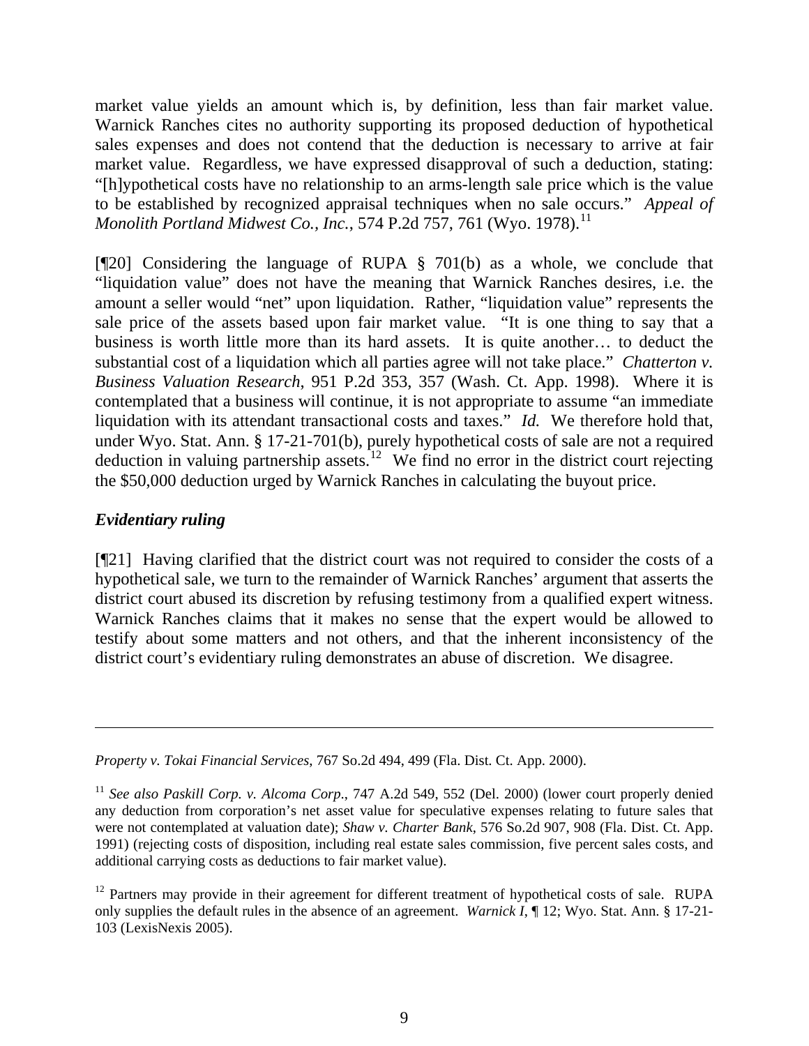market value yields an amount which is, by definition, less than fair market value. Warnick Ranches cites no authority supporting its proposed deduction of hypothetical sales expenses and does not contend that the deduction is necessary to arrive at fair market value. Regardless, we have expressed disapproval of such a deduction, stating: "[h]ypothetical costs have no relationship to an arms-length sale price which is the value to be established by recognized appraisal techniques when no sale occurs." *Appeal of Monolith Portland Midwest Co., Inc.*, 574 P.2d 757, 761 (Wyo. 1978).[11]

[¶20] Considering the language of RUPA § 701(b) as a whole, we conclude that "liquidation value" does not have the meaning that Warnick Ranches desires, i.e. the amount a seller would "net" upon liquidation. Rather, "liquidation value" represents the sale price of the assets based upon fair market value. "It is one thing to say that a business is worth little more than its hard assets. It is quite another… to deduct the substantial cost of a liquidation which all parties agree will not take place." *Chatterton v. Business Valuation Research*, 951 P.2d 353, 357 (Wash. Ct. App. 1998). Where it is contemplated that a business will continue, it is not appropriate to assume "an immediate liquidation with its attendant transactional costs and taxes." *Id.* We therefore hold that, under Wyo. Stat. Ann. § 17-21-701(b), purely hypothetical costs of sale are not a required deduction in valuing partnership assets.[12] We find no error in the district court rejecting the $50,000 deduction urged by Warnick Ranches in calculating the buyout price.

### *Evidentiary ruling*

[¶21] Having clarified that the district court was not required to consider the costs of a hypothetical sale, we turn to the remainder of Warnick Ranches' argument that asserts the district court abused its discretion by refusing testimony from a qualified expert witness. Warnick Ranches claims that it makes no sense that the expert would be allowed to testify about some matters and not others, and that the inherent inconsistency of the district court's evidentiary ruling demonstrates an abuse of discretion. We disagree.

---

*Property v. Tokai Financial Services*, 767 So.2d 494, 499 (Fla. Dist. Ct. App. 2000).

[11] *See also Paskill Corp. v. Alcoma Corp*., 747 A.2d 549, 552 (Del. 2000) (lower court properly denied any deduction from corporation's net asset value for speculative expenses relating to future sales that were not contemplated at valuation date); *Shaw v. Charter Bank*, 576 So.2d 907, 908 (Fla. Dist. Ct. App. 1991) (rejecting costs of disposition, including real estate sales commission, five percent sales costs, and additional carrying costs as deductions to fair market value).

[12] Partners may provide in their agreement for different treatment of hypothetical costs of sale. RUPA only supplies the default rules in the absence of an agreement. *Warnick I*, ¶ 12; Wyo. Stat. Ann. § 17-21-103 (LexisNexis 2005).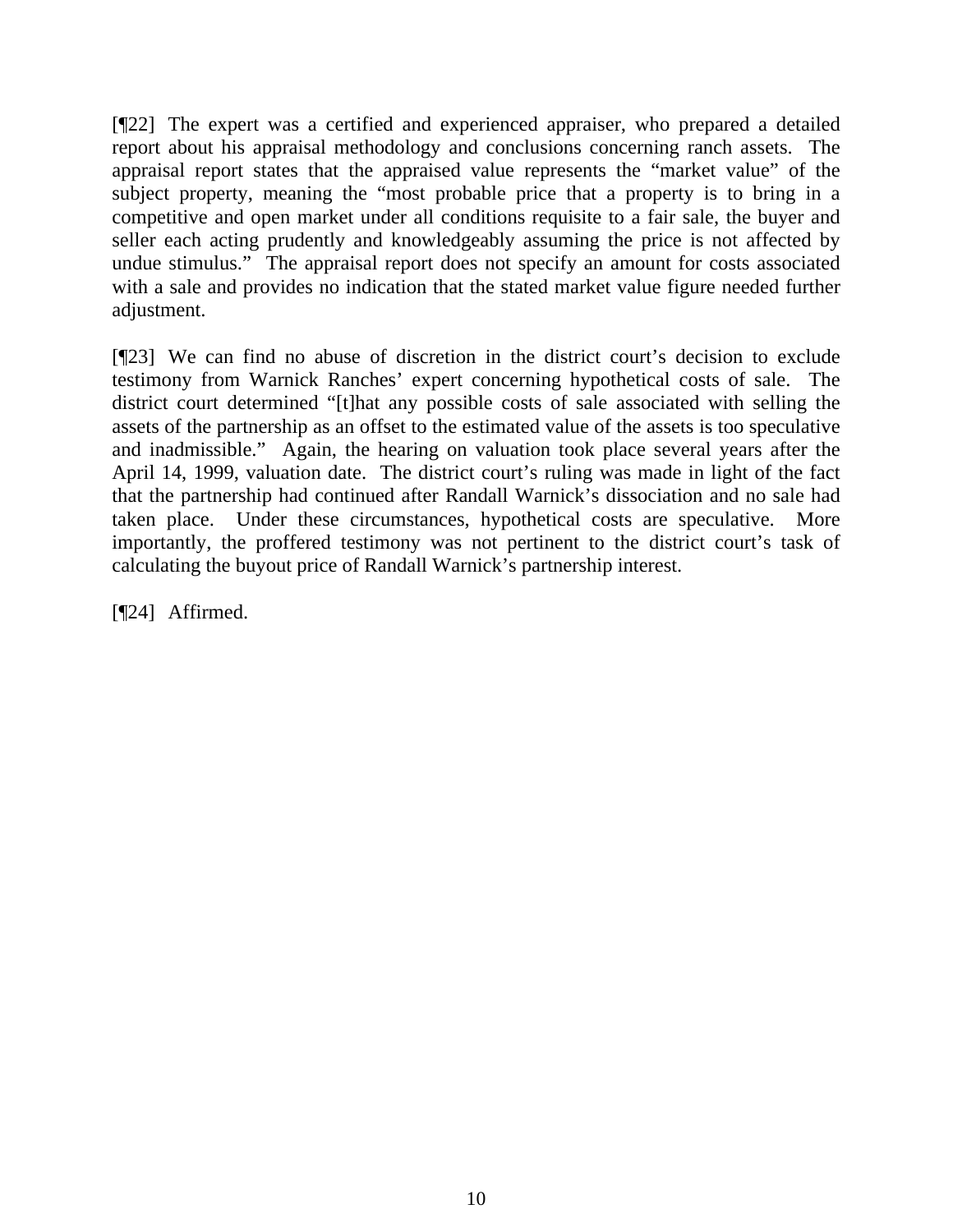[¶22] The expert was a certified and experienced appraiser, who prepared a detailed report about his appraisal methodology and conclusions concerning ranch assets. The appraisal report states that the appraised value represents the "market value" of the subject property, meaning the "most probable price that a property is to bring in a competitive and open market under all conditions requisite to a fair sale, the buyer and seller each acting prudently and knowledgeably assuming the price is not affected by undue stimulus." The appraisal report does not specify an amount for costs associated with a sale and provides no indication that the stated market value figure needed further adjustment.

[¶23] We can find no abuse of discretion in the district court's decision to exclude testimony from Warnick Ranches' expert concerning hypothetical costs of sale. The district court determined "[t]hat any possible costs of sale associated with selling the assets of the partnership as an offset to the estimated value of the assets is too speculative and inadmissible." Again, the hearing on valuation took place several years after the April 14, 1999, valuation date. The district court's ruling was made in light of the fact that the partnership had continued after Randall Warnick's dissociation and no sale had taken place. Under these circumstances, hypothetical costs are speculative. More importantly, the proffered testimony was not pertinent to the district court's task of calculating the buyout price of Randall Warnick's partnership interest.

[¶24] Affirmed.